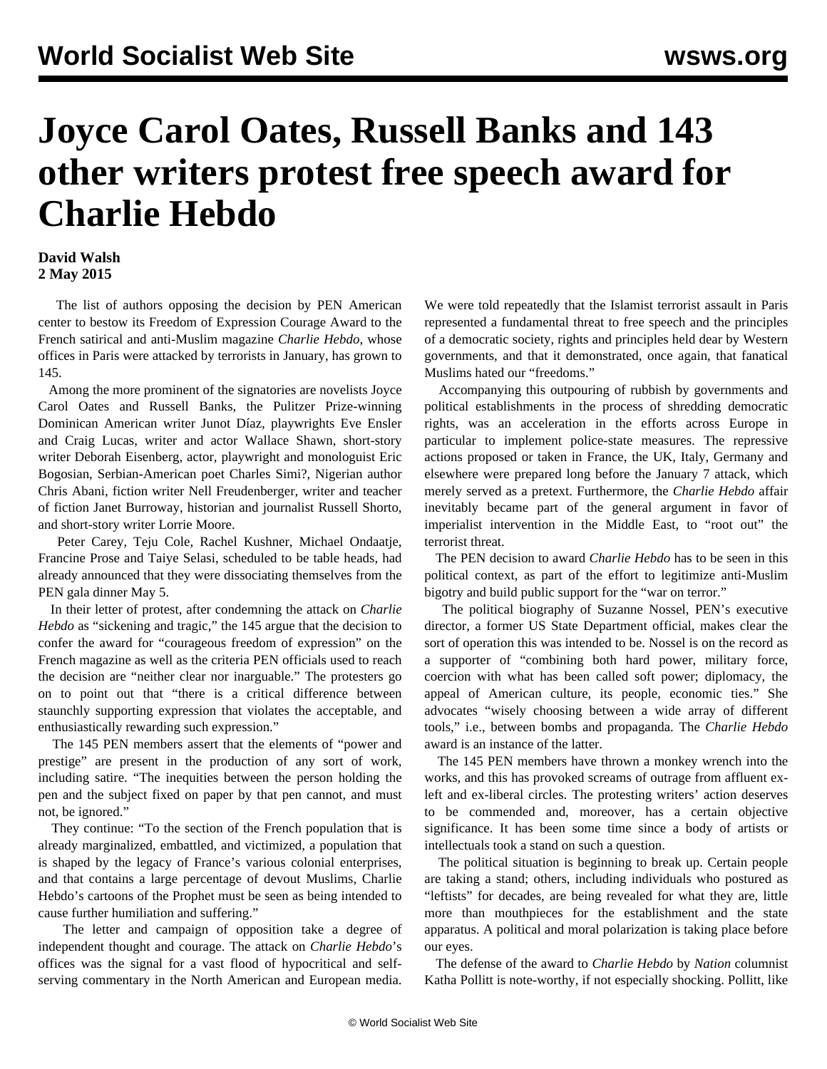# Joyce Carol Oates, Russell Banks and 143 other writers protest free speech award for Charlie Hebdo

**David Walsh**
**2 May 2015**

The list of authors opposing the decision by PEN American center to bestow its Freedom of Expression Courage Award to the French satirical and anti-Muslim magazine *Charlie Hebdo*, whose offices in Paris were attacked by terrorists in January, has grown to 145.

Among the more prominent of the signatories are novelists Joyce Carol Oates and Russell Banks, the Pulitzer Prize-winning Dominican American writer Junot Díaz, playwrights Eve Ensler and Craig Lucas, writer and actor Wallace Shawn, short-story writer Deborah Eisenberg, actor, playwright and monologuist Eric Bogosian, Serbian-American poet Charles Simi?, Nigerian author Chris Abani, fiction writer Nell Freudenberger, writer and teacher of fiction Janet Burroway, historian and journalist Russell Shorto, and short-story writer Lorrie Moore.

Peter Carey, Teju Cole, Rachel Kushner, Michael Ondaatje, Francine Prose and Taiye Selasi, scheduled to be table heads, had already announced that they were dissociating themselves from the PEN gala dinner May 5.

In their letter of protest, after condemning the attack on *Charlie Hebdo* as "sickening and tragic," the 145 argue that the decision to confer the award for "courageous freedom of expression" on the French magazine as well as the criteria PEN officials used to reach the decision are "neither clear nor inarguable." The protesters go on to point out that "there is a critical difference between staunchly supporting expression that violates the acceptable, and enthusiastically rewarding such expression."

The 145 PEN members assert that the elements of "power and prestige" are present in the production of any sort of work, including satire. "The inequities between the person holding the pen and the subject fixed on paper by that pen cannot, and must not, be ignored."

They continue: "To the section of the French population that is already marginalized, embattled, and victimized, a population that is shaped by the legacy of France's various colonial enterprises, and that contains a large percentage of devout Muslims, Charlie Hebdo's cartoons of the Prophet must be seen as being intended to cause further humiliation and suffering."

The letter and campaign of opposition take a degree of independent thought and courage. The attack on *Charlie Hebdo*'s offices was the signal for a vast flood of hypocritical and self-serving commentary in the North American and European media. We were told repeatedly that the Islamist terrorist assault in Paris represented a fundamental threat to free speech and the principles of a democratic society, rights and principles held dear by Western governments, and that it demonstrated, once again, that fanatical Muslims hated our "freedoms."

Accompanying this outpouring of rubbish by governments and political establishments in the process of shredding democratic rights, was an acceleration in the efforts across Europe in particular to implement police-state measures. The repressive actions proposed or taken in France, the UK, Italy, Germany and elsewhere were prepared long before the January 7 attack, which merely served as a pretext. Furthermore, the *Charlie Hebdo* affair inevitably became part of the general argument in favor of imperialist intervention in the Middle East, to "root out" the terrorist threat.

The PEN decision to award *Charlie Hebdo* has to be seen in this political context, as part of the effort to legitimize anti-Muslim bigotry and build public support for the "war on terror."

The political biography of Suzanne Nossel, PEN's executive director, a former US State Department official, makes clear the sort of operation this was intended to be. Nossel is on the record as a supporter of "combining both hard power, military force, coercion with what has been called soft power; diplomacy, the appeal of American culture, its people, economic ties." She advocates "wisely choosing between a wide array of different tools," i.e., between bombs and propaganda. The *Charlie Hebdo* award is an instance of the latter.

The 145 PEN members have thrown a monkey wrench into the works, and this has provoked screams of outrage from affluent ex-left and ex-liberal circles. The protesting writers' action deserves to be commended and, moreover, has a certain objective significance. It has been some time since a body of artists or intellectuals took a stand on such a question.

The political situation is beginning to break up. Certain people are taking a stand; others, including individuals who postured as "leftists" for decades, are being revealed for what they are, little more than mouthpieces for the establishment and the state apparatus. A political and moral polarization is taking place before our eyes.

The defense of the award to *Charlie Hebdo* by *Nation* columnist Katha Pollitt is note-worthy, if not especially shocking. Pollitt, like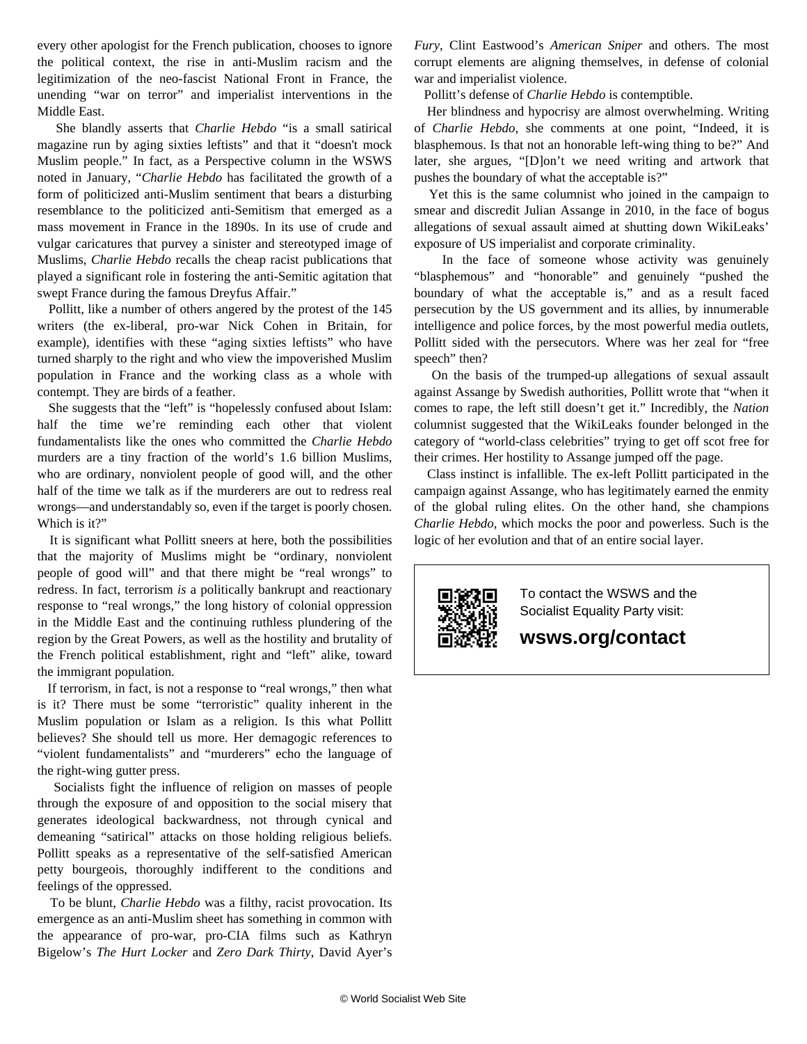every other apologist for the French publication, chooses to ignore the political context, the rise in anti-Muslim racism and the legitimization of the neo-fascist National Front in France, the unending "war on terror" and imperialist interventions in the Middle East.

She blandly asserts that *Charlie Hebdo* "is a small satirical magazine run by aging sixties leftists" and that it "doesn't mock Muslim people." In fact, as a Perspective column in the WSWS noted in January, "*Charlie Hebdo* has facilitated the growth of a form of politicized anti-Muslim sentiment that bears a disturbing resemblance to the politicized anti-Semitism that emerged as a mass movement in France in the 1890s. In its use of crude and vulgar caricatures that purvey a sinister and stereotyped image of Muslims, *Charlie Hebdo* recalls the cheap racist publications that played a significant role in fostering the anti-Semitic agitation that swept France during the famous Dreyfus Affair."

Pollitt, like a number of others angered by the protest of the 145 writers (the ex-liberal, pro-war Nick Cohen in Britain, for example), identifies with these "aging sixties leftists" who have turned sharply to the right and who view the impoverished Muslim population in France and the working class as a whole with contempt. They are birds of a feather.

She suggests that the "left" is "hopelessly confused about Islam: half the time we're reminding each other that violent fundamentalists like the ones who committed the *Charlie Hebdo* murders are a tiny fraction of the world's 1.6 billion Muslims, who are ordinary, nonviolent people of good will, and the other half of the time we talk as if the murderers are out to redress real wrongs—and understandably so, even if the target is poorly chosen. Which is it?"

It is significant what Pollitt sneers at here, both the possibilities that the majority of Muslims might be "ordinary, nonviolent people of good will" and that there might be "real wrongs" to redress. In fact, terrorism *is* a politically bankrupt and reactionary response to "real wrongs," the long history of colonial oppression in the Middle East and the continuing ruthless plundering of the region by the Great Powers, as well as the hostility and brutality of the French political establishment, right and "left" alike, toward the immigrant population.

If terrorism, in fact, is not a response to "real wrongs," then what is it? There must be some "terroristic" quality inherent in the Muslim population or Islam as a religion. Is this what Pollitt believes? She should tell us more. Her demagogic references to "violent fundamentalists" and "murderers" echo the language of the right-wing gutter press.

Socialists fight the influence of religion on masses of people through the exposure of and opposition to the social misery that generates ideological backwardness, not through cynical and demeaning "satirical" attacks on those holding religious beliefs. Pollitt speaks as a representative of the self-satisfied American petty bourgeois, thoroughly indifferent to the conditions and feelings of the oppressed.

To be blunt, *Charlie Hebdo* was a filthy, racist provocation. Its emergence as an anti-Muslim sheet has something in common with the appearance of pro-war, pro-CIA films such as Kathryn Bigelow's *The Hurt Locker* and *Zero Dark Thirty*, David Ayer's *Fury*, Clint Eastwood's *American Sniper* and others. The most corrupt elements are aligning themselves, in defense of colonial war and imperialist violence.

Pollitt's defense of *Charlie Hebdo* is contemptible.

Her blindness and hypocrisy are almost overwhelming. Writing of *Charlie Hebdo*, she comments at one point, "Indeed, it is blasphemous. Is that not an honorable left-wing thing to be?" And later, she argues, "[D]on't we need writing and artwork that pushes the boundary of what the acceptable is?"

Yet this is the same columnist who joined in the campaign to smear and discredit Julian Assange in 2010, in the face of bogus allegations of sexual assault aimed at shutting down WikiLeaks' exposure of US imperialist and corporate criminality.

In the face of someone whose activity was genuinely "blasphemous" and "honorable" and genuinely "pushed the boundary of what the acceptable is," and as a result faced persecution by the US government and its allies, by innumerable intelligence and police forces, by the most powerful media outlets, Pollitt sided with the persecutors. Where was her zeal for "free speech" then?

On the basis of the trumped-up allegations of sexual assault against Assange by Swedish authorities, Pollitt wrote that "when it comes to rape, the left still doesn't get it." Incredibly, the *Nation* columnist suggested that the WikiLeaks founder belonged in the category of "world-class celebrities" trying to get off scot free for their crimes. Her hostility to Assange jumped off the page.

Class instinct is infallible. The ex-left Pollitt participated in the campaign against Assange, who has legitimately earned the enmity of the global ruling elites. On the other hand, she champions *Charlie Hebdo*, which mocks the poor and powerless. Such is the logic of her evolution and that of an entire social layer.

To contact the WSWS and the Socialist Equality Party visit:

**wsws.org/contact**